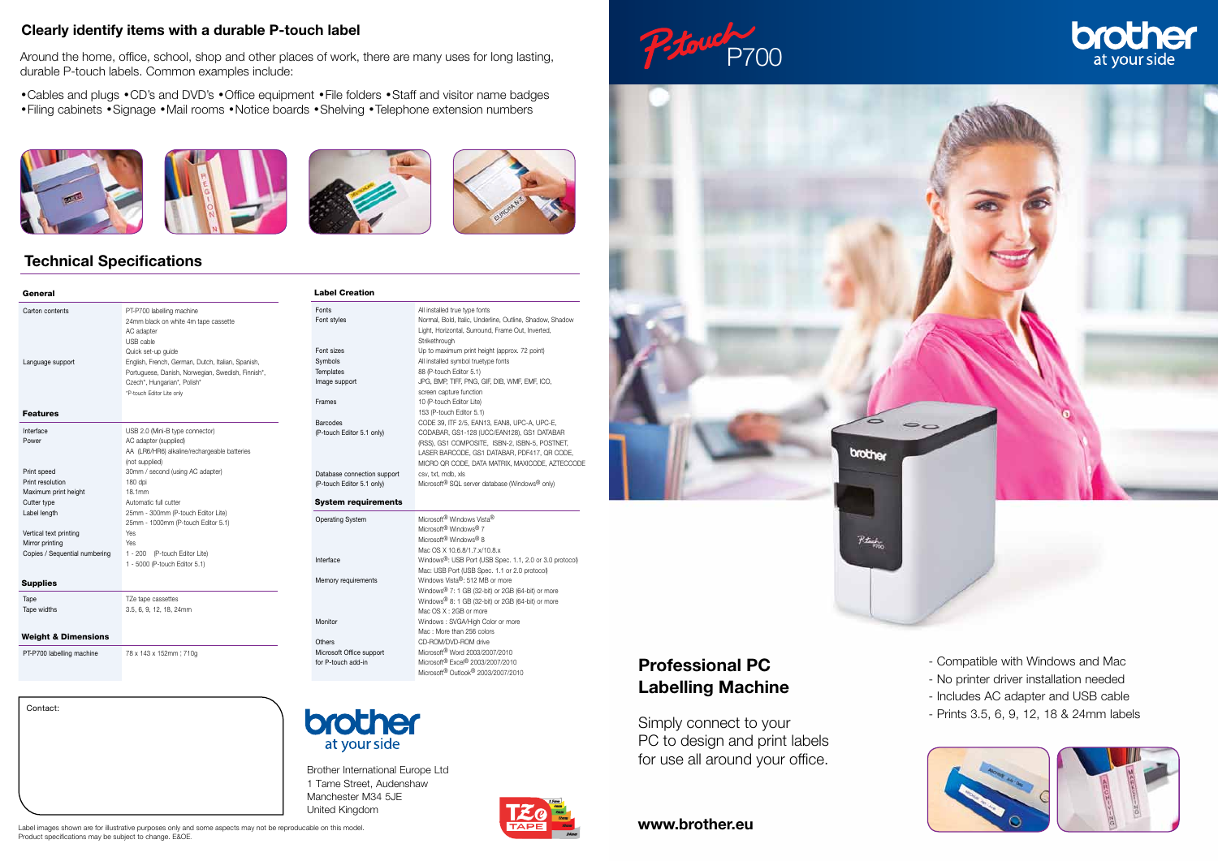## Clearly identify items with a durable P-touch label

Around the home, office, school, shop and other places of work, there are many uses for long lasting, durable P-touch labels. Common examples include:

• Cables and plugs • CD's and DVD's • Office equipment • File folders • Staff and visitor name badges • Filing cabinets • Signage • Mail rooms • Notice boards • Shelving • Telephone extension numbers

## Technical Specifications

### General

| | |
|---|---|
| Carton contents | PT-P700 labelling machine<br>24mm black on white 4m tape cassette<br>AC adapter<br>USB cable<br>Quick set-up guide |
| Language support | English, French, German, Dutch, Italian, Spanish, Portuguese, Danish, Norwegian, Swedish, Finnish*, Czech*, Hungarian*, Polish*<br>*P-touch Editor Lite only |

### Features

| | |
|---|---|
| Interface | USB 2.0 (Mini-B type connector) |
| Power | AC adapter (supplied)<br>AA (LR6/HR6) alkaline/rechargeable batteries (not supplied) |
| Print speed | 30mm / second (using AC adapter) |
| Print resolution | 180 dpi |
| Maximum print height | 18.1mm |
| Cutter type | Automatic full cutter |
| Label length | 25mm - 300mm (P-touch Editor Lite)<br>25mm - 1000mm (P-touch Editor 5.1) |
| Vertical text printing | Yes |
| Mirror printing | Yes |
| Copies / Sequential numbering | 1 - 200 (P-touch Editor Lite)<br>1 - 5000 (P-touch Editor 5.1) |

### Supplies

| | |
|---|---|
| Tape | TZe tape cassettes |
| Tape widths | 3.5, 6, 9, 12, 18, 24mm |

### Weight & Dimensions

| | |
|---|---|
| PT-P700 labelling machine | 78 x 143 x 152mm ; 710g |

### Label Creation

| | |
|---|---|
| Fonts | All installed true type fonts |
| Font styles | Normal, Bold, Italic, Underline, Outline, Shadow, Shadow Light, Horizontal, Surround, Frame Out, Inverted, Strikethrough |
| Font sizes | Up to maximum print height (approx. 72 point) |
| Symbols | All installed symbol truetype fonts |
| Templates | 88 (P-touch Editor 5.1) |
| Image support | JPG, BMP, TIFF, PNG, GIF, DIB, WMF, EMF, ICO, screen capture function |
| Frames | 10 (P-touch Editor Lite)<br>153 (P-touch Editor 5.1) |
| Barcodes (P-touch Editor 5.1 only) | CODE 39, ITF 2/5, EAN13, EAN8, UPC-A, UPC-E, CODABAR, GS1-128 (UCC/EAN128), GS1 DATABAR (RSS), GS1 COMPOSITE, ISBN-2, ISBN-5, POSTNET, LASER BARCODE, GS1 DATABAR, PDF417, QR CODE, MICRO QR CODE, DATA MATRIX, MAXICODE, AZTECCODE |
| Database connection support (P-touch Editor 5.1 only) | csv, txt, mdb, xls<br>Microsoft® SQL server database (Windows® only) |

### System requirements

| | |
|---|---|
| Operating System | Microsoft® Windows Vista®<br>Microsoft® Windows® 7<br>Microsoft® Windows® 8<br>Mac OS X 10.6.8/1.7.x/10.8.x |
| Interface | Windows®: USB Port (USB Spec. 1.1, 2.0 or 3.0 protocol)<br>Mac: USB Port (USB Spec. 1.1 or 2.0 protocol) |
| Memory requirements | Windows Vista®: 512 MB or more<br>Windows® 7: 1 GB (32-bit) or 2GB (64-bit) or more<br>Windows® 8: 1 GB (32-bit) or 2GB (64-bit) or more<br>Mac OS X : 2GB or more |
| Monitor | Windows : SVGA/High Color or more<br>Mac : More than 256 colors |
| Others | CD-ROM/DVD-ROM drive |
| Microsoft Office support for P-touch add-in | Microsoft® Word 2003/2007/2010<br>Microsoft® Excel® 2003/2007/2010<br>Microsoft® Outlook® 2003/2007/2010 |

Contact:

brother
at your side

Brother International Europe Ltd
1 Tame Street, Audenshaw
Manchester M34 5JE
United Kingdom

TZe TAPE

Label images shown are for illustrative purposes only and some aspects may not be reproducible on this model.
Product specifications may be subject to change. E&OE.

# P-touch P700

brother
at your side

## Professional PC Labelling Machine

Simply connect to your PC to design and print labels for use all around your office.

- Compatible with Windows and Mac
- No printer driver installation needed
- Includes AC adapter and USB cable
- Prints 3.5, 6, 9, 12, 18 & 24mm labels

**www.brother.eu**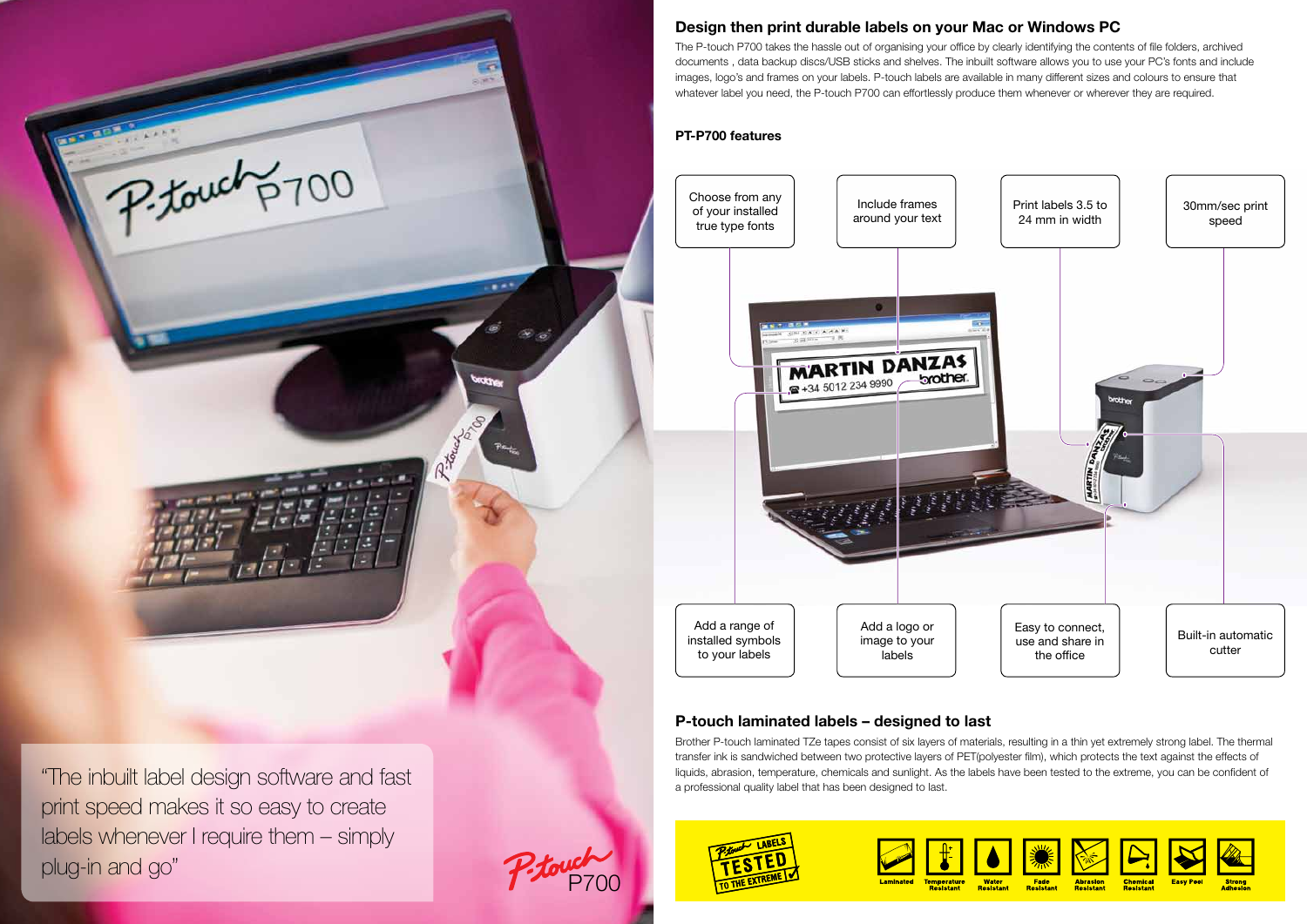## Design then print durable labels on your Mac or Windows PC

The P-touch P700 takes the hassle out of organising your office by clearly identifying the contents of file folders, archived documents , data backup discs/USB sticks and shelves. The inbuilt software allows you to use your PC's fonts and include images, logo's and frames on your labels. P-touch labels are available in many different sizes and colours to ensure that whatever label you need, the P-touch P700 can effortlessly produce them whenever or wherever they are required.

### PT-P700 features

- Choose from any of your installed true type fonts
- Include frames around your text
- Print labels 3.5 to 24 mm in width
- 30mm/sec print speed
- Add a range of installed symbols to your labels
- Add a logo or image to your labels
- Easy to connect, use and share in the office
- Built-in automatic cutter

"The inbuilt label design software and fast print speed makes it so easy to create labels whenever I require them – simply plug-in and go"

## P-touch laminated labels – designed to last

Brother P-touch laminated TZe tapes consist of six layers of materials, resulting in a thin yet extremely strong label. The thermal transfer ink is sandwiched between two protective layers of PET(polyester film), which protects the text against the effects of liquids, abrasion, temperature, chemicals and sunlight. As the labels have been tested to the extreme, you can be confident of a professional quality label that has been designed to last.

P-touch LABELS TESTED TO THE EXTREME

Laminated | Temperature Resistant | Water Resistant | Fade Resistant | Abrasion Resistant | Chemical Resistant | Easy Peel | Strong Adhesion